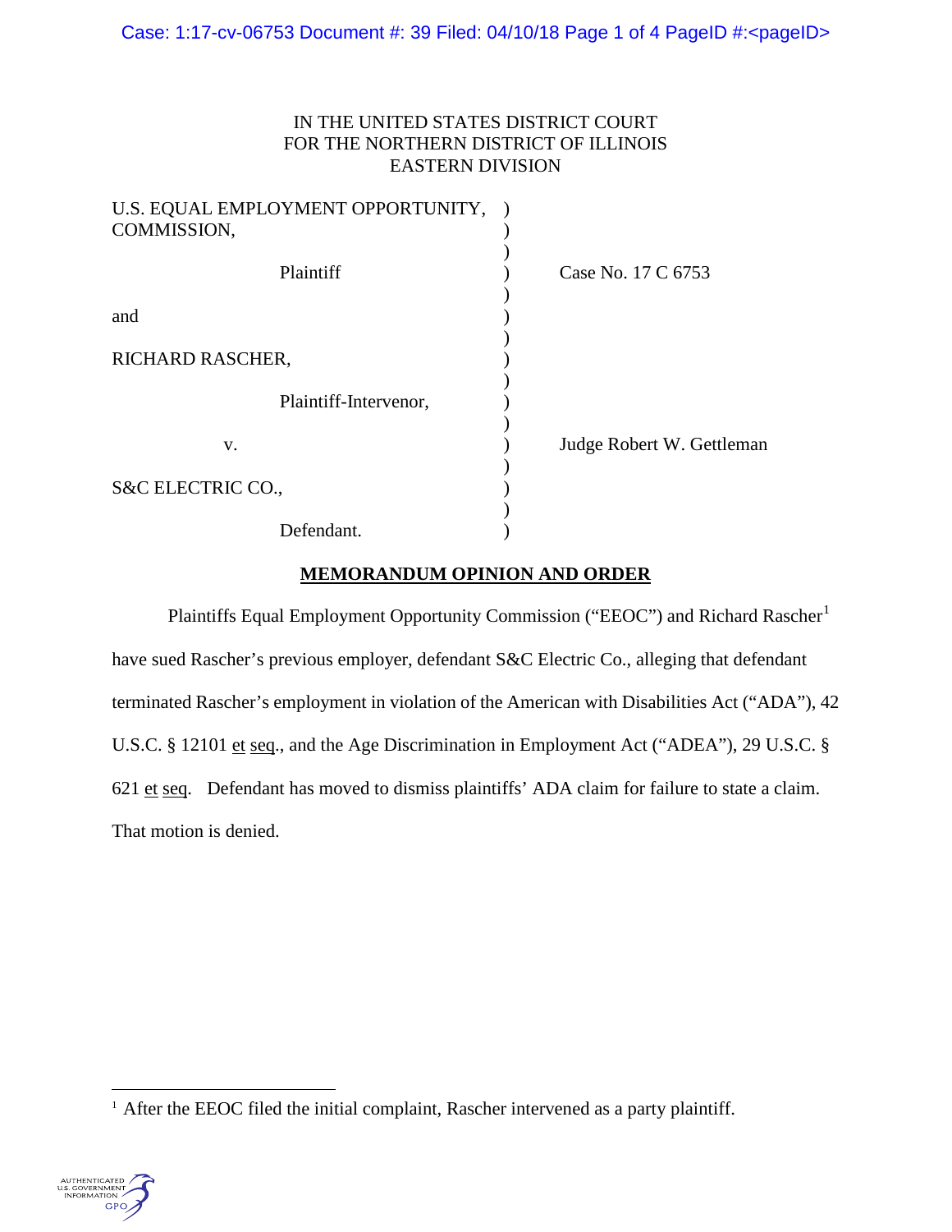IN THE UNITED STATES DISTRICT COURT
FOR THE NORTHERN DISTRICT OF ILLINOIS
EASTERN DIVISION

U.S. EQUAL EMPLOYMENT OPPORTUNITY, COMMISSION,

Plaintiff

and

RICHARD RASCHER,

Plaintiff-Intervenor,

v.

S&C ELECTRIC CO.,

Defendant.

Case No. 17 C 6753

Judge Robert W. Gettleman

## MEMORANDUM OPINION AND ORDER

Plaintiffs Equal Employment Opportunity Commission ("EEOC") and Richard Rascher[1] have sued Rascher's previous employer, defendant S&C Electric Co., alleging that defendant terminated Rascher's employment in violation of the American with Disabilities Act ("ADA"), 42 U.S.C. § 12101 et seq., and the Age Discrimination in Employment Act ("ADEA"), 29 U.S.C. § 621 et seq. Defendant has moved to dismiss plaintiffs' ADA claim for failure to state a claim. That motion is denied.

[1] After the EEOC filed the initial complaint, Rascher intervened as a party plaintiff.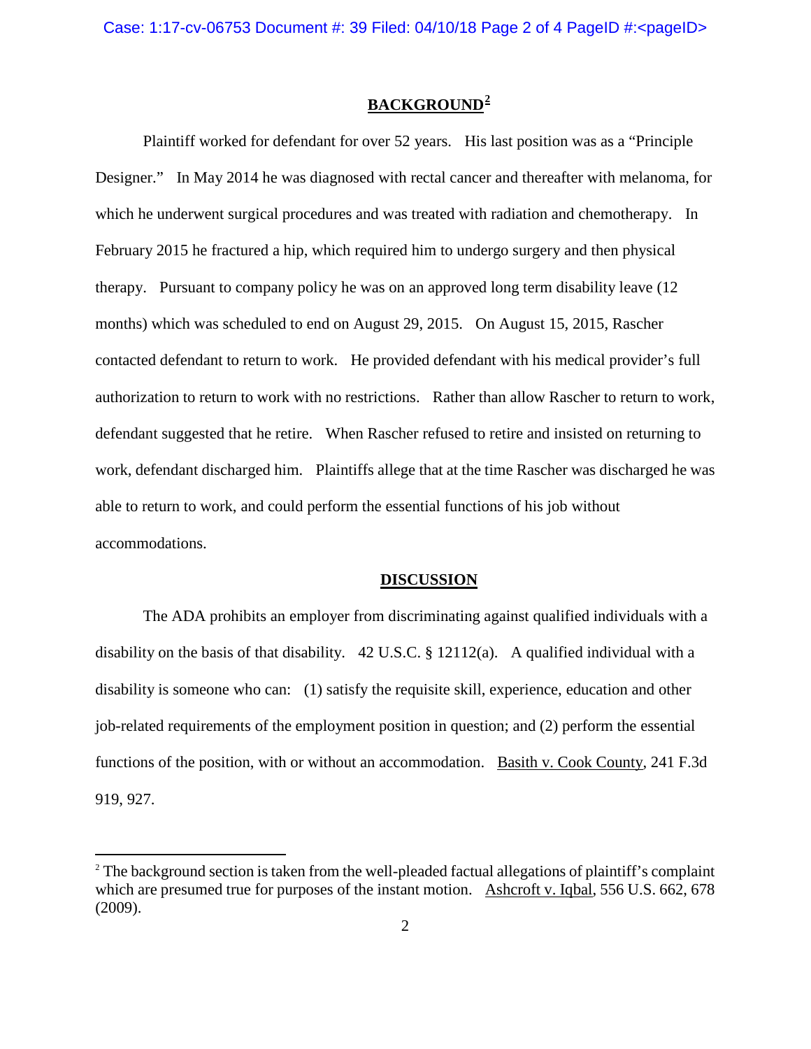## BACKGROUND[2]

Plaintiff worked for defendant for over 52 years. His last position was as a "Principle Designer." In May 2014 he was diagnosed with rectal cancer and thereafter with melanoma, for which he underwent surgical procedures and was treated with radiation and chemotherapy. In February 2015 he fractured a hip, which required him to undergo surgery and then physical therapy. Pursuant to company policy he was on an approved long term disability leave (12 months) which was scheduled to end on August 29, 2015. On August 15, 2015, Rascher contacted defendant to return to work. He provided defendant with his medical provider's full authorization to return to work with no restrictions. Rather than allow Rascher to return to work, defendant suggested that he retire. When Rascher refused to retire and insisted on returning to work, defendant discharged him. Plaintiffs allege that at the time Rascher was discharged he was able to return to work, and could perform the essential functions of his job without accommodations.

## DISCUSSION

The ADA prohibits an employer from discriminating against qualified individuals with a disability on the basis of that disability. 42 U.S.C. § 12112(a). A qualified individual with a disability is someone who can: (1) satisfy the requisite skill, experience, education and other job-related requirements of the employment position in question; and (2) perform the essential functions of the position, with or without an accommodation. Basith v. Cook County, 241 F.3d 919, 927.

---

[2] The background section is taken from the well-pleaded factual allegations of plaintiff's complaint which are presumed true for purposes of the instant motion. Ashcroft v. Iqbal, 556 U.S. 662, 678 (2009).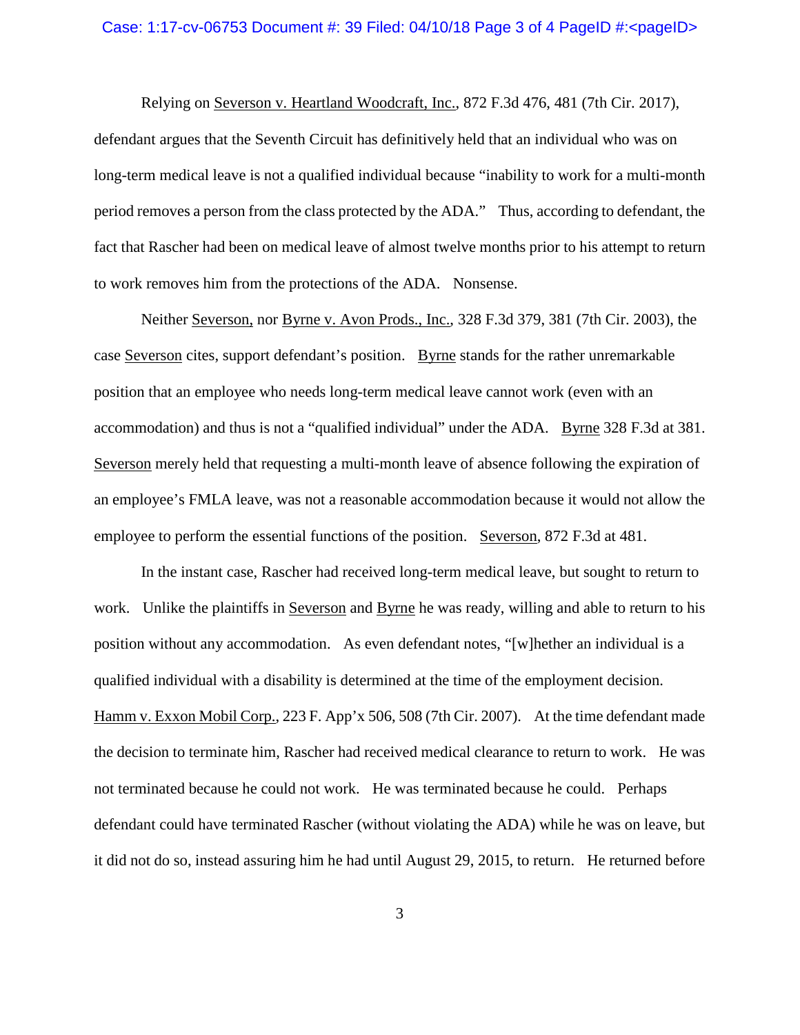Relying on Severson v. Heartland Woodcraft, Inc., 872 F.3d 476, 481 (7th Cir. 2017), defendant argues that the Seventh Circuit has definitively held that an individual who was on long-term medical leave is not a qualified individual because "inability to work for a multi-month period removes a person from the class protected by the ADA." Thus, according to defendant, the fact that Rascher had been on medical leave of almost twelve months prior to his attempt to return to work removes him from the protections of the ADA. Nonsense.

Neither Severson, nor Byrne v. Avon Prods., Inc., 328 F.3d 379, 381 (7th Cir. 2003), the case Severson cites, support defendant's position. Byrne stands for the rather unremarkable position that an employee who needs long-term medical leave cannot work (even with an accommodation) and thus is not a "qualified individual" under the ADA. Byrne 328 F.3d at 381. Severson merely held that requesting a multi-month leave of absence following the expiration of an employee's FMLA leave, was not a reasonable accommodation because it would not allow the employee to perform the essential functions of the position. Severson, 872 F.3d at 481.

In the instant case, Rascher had received long-term medical leave, but sought to return to work. Unlike the plaintiffs in Severson and Byrne he was ready, willing and able to return to his position without any accommodation. As even defendant notes, "[w]hether an individual is a qualified individual with a disability is determined at the time of the employment decision. Hamm v. Exxon Mobil Corp., 223 F. App'x 506, 508 (7th Cir. 2007). At the time defendant made the decision to terminate him, Rascher had received medical clearance to return to work. He was not terminated because he could not work. He was terminated because he could. Perhaps defendant could have terminated Rascher (without violating the ADA) while he was on leave, but it did not do so, instead assuring him he had until August 29, 2015, to return. He returned before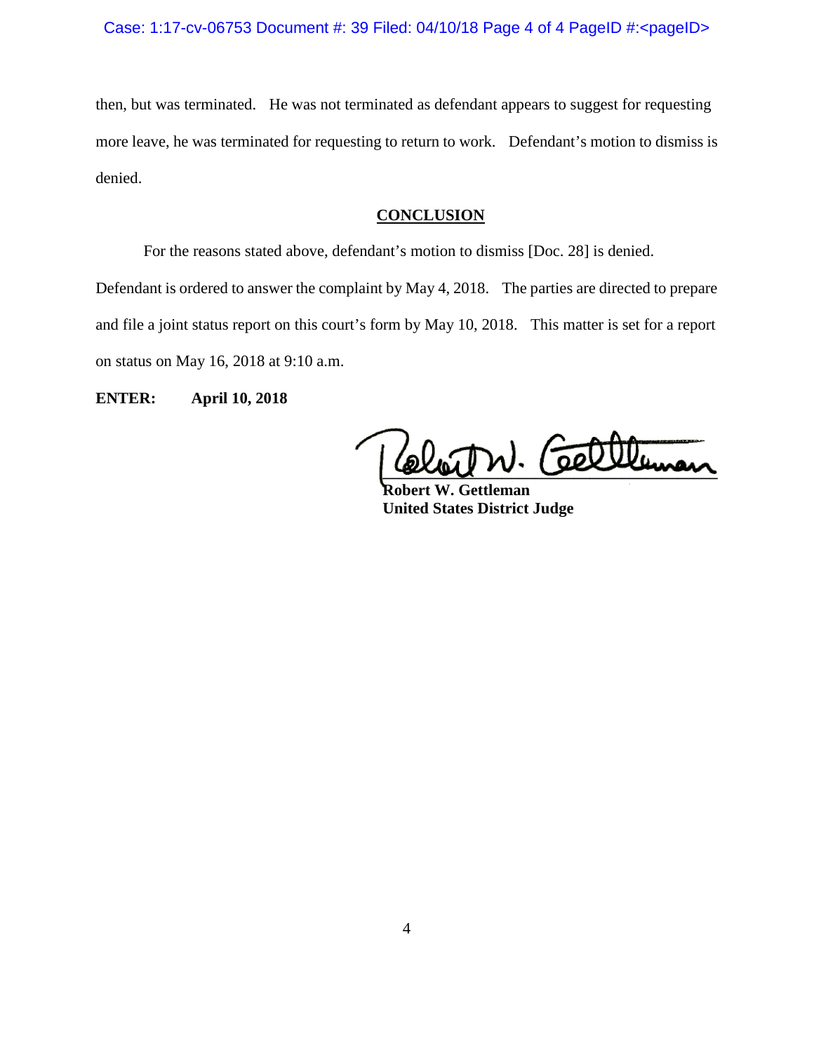then, but was terminated. He was not terminated as defendant appears to suggest for requesting more leave, he was terminated for requesting to return to work. Defendant's motion to dismiss is denied.

## CONCLUSION

For the reasons stated above, defendant's motion to dismiss [Doc. 28] is denied. Defendant is ordered to answer the complaint by May 4, 2018. The parties are directed to prepare and file a joint status report on this court's form by May 10, 2018. This matter is set for a report on status on May 16, 2018 at 9:10 a.m.

**ENTER: April 10, 2018**

**Robert W. Gettleman**
**United States District Judge**